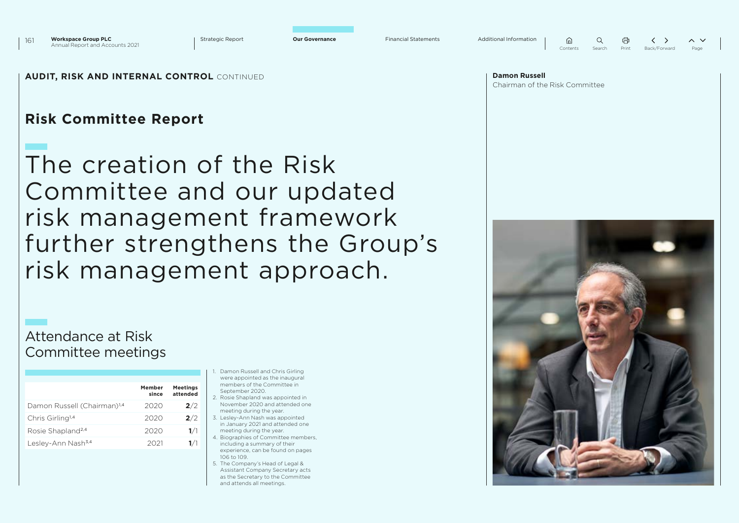AUDIT, RISK AND INTERNAL CONTROL CONTINUED

# Risk Committee Report

## The creation of the Risk Committee and our updated risk management framework further strengthens the Group's risk management approach.

**Damon Russell**
Chairman of the Risk Committee

### Attendance at Risk Committee meetings

| | Member since | Meetings attended |
|---|---|---|
| Damon Russell (Chairman)[1,4] | 2020 | **2**/2 |
| Chris Girling[1,4] | 2020 | **2**/2 |
| Rosie Shapland[2,4] | 2020 | **1**/1 |
| Lesley-Ann Nash[3,4] | 2021 | **1**/1 |

1. Damon Russell and Chris Girling were appointed as the inaugural members of the Committee in September 2020.
2. Rosie Shapland was appointed in November 2020 and attended one meeting during the year.
3. Lesley-Ann Nash was appointed in January 2021 and attended one meeting during the year.
4. Biographies of Committee members, including a summary of their experience, can be found on pages 106 to 109.
5. The Company's Head of Legal & Assistant Company Secretary acts as the Secretary to the Committee and attends all meetings.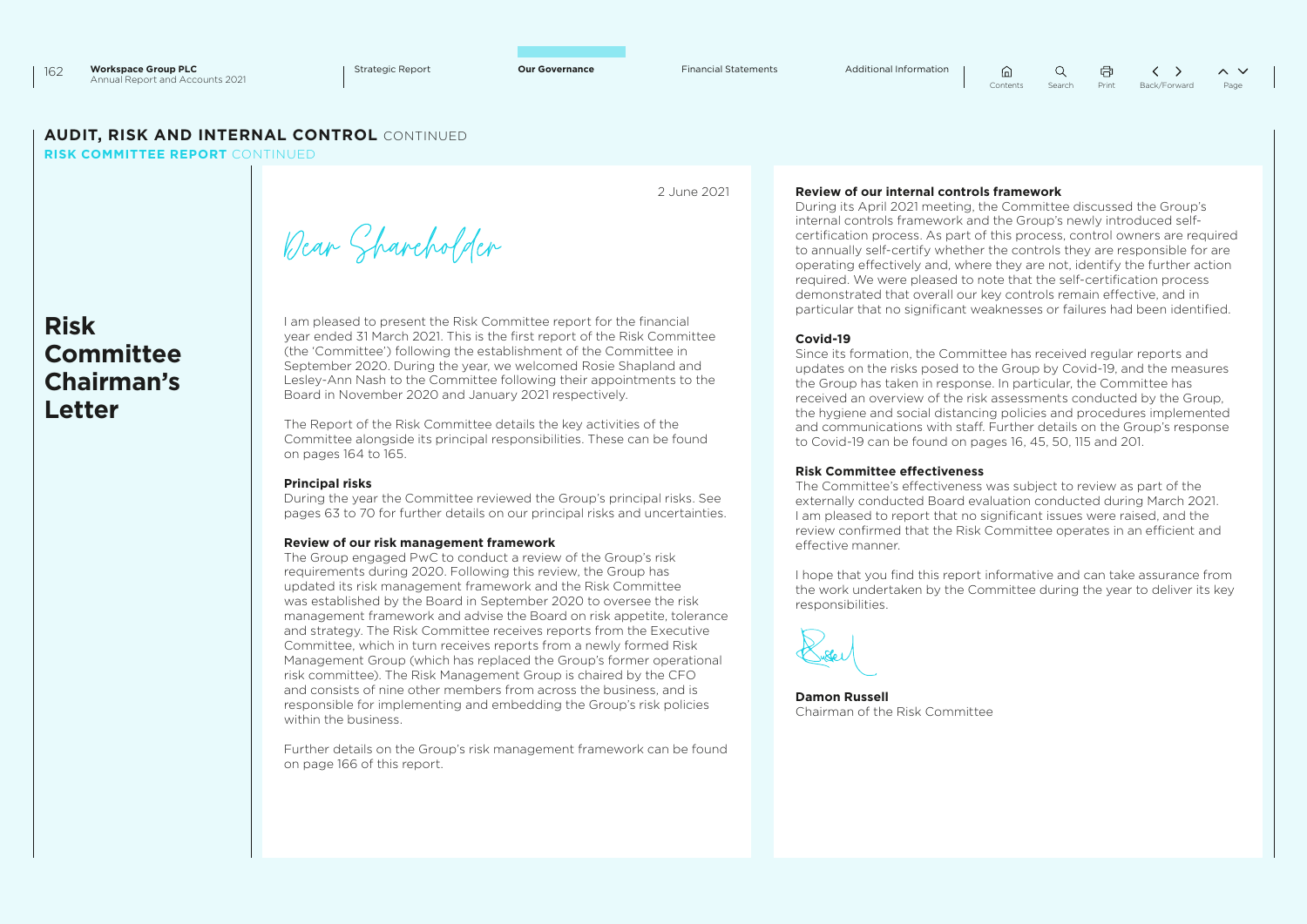## AUDIT, RISK AND INTERNAL CONTROL CONTINUED

### RISK COMMITTEE REPORT CONTINUED

# Risk Committee Chairman's Letter

2 June 2021

Dear Shareholder

I am pleased to present the Risk Committee report for the financial year ended 31 March 2021. This is the first report of the Risk Committee (the 'Committee') following the establishment of the Committee in September 2020. During the year, we welcomed Rosie Shapland and Lesley-Ann Nash to the Committee following their appointments to the Board in November 2020 and January 2021 respectively.

The Report of the Risk Committee details the key activities of the Committee alongside its principal responsibilities. These can be found on pages 164 to 165.

**Principal risks**

During the year the Committee reviewed the Group's principal risks. See pages 63 to 70 for further details on our principal risks and uncertainties.

**Review of our risk management framework**

The Group engaged PwC to conduct a review of the Group's risk requirements during 2020. Following this review, the Group has updated its risk management framework and the Risk Committee was established by the Board in September 2020 to oversee the risk management framework and advise the Board on risk appetite, tolerance and strategy. The Risk Committee receives reports from the Executive Committee, which in turn receives reports from a newly formed Risk Management Group (which has replaced the Group's former operational risk committee). The Risk Management Group is chaired by the CFO and consists of nine other members from across the business, and is responsible for implementing and embedding the Group's risk policies within the business.

Further details on the Group's risk management framework can be found on page 166 of this report.

**Review of our internal controls framework**

During its April 2021 meeting, the Committee discussed the Group's internal controls framework and the Group's newly introduced self-certification process. As part of this process, control owners are required to annually self-certify whether the controls they are responsible for are operating effectively and, where they are not, identify the further action required. We were pleased to note that the self-certification process demonstrated that overall our key controls remain effective, and in particular that no significant weaknesses or failures had been identified.

**Covid-19**

Since its formation, the Committee has received regular reports and updates on the risks posed to the Group by Covid-19, and the measures the Group has taken in response. In particular, the Committee has received an overview of the risk assessments conducted by the Group, the hygiene and social distancing policies and procedures implemented and communications with staff. Further details on the Group's response to Covid-19 can be found on pages 16, 45, 50, 115 and 201.

**Risk Committee effectiveness**

The Committee's effectiveness was subject to review as part of the externally conducted Board evaluation conducted during March 2021. I am pleased to report that no significant issues were raised, and the review confirmed that the Risk Committee operates in an efficient and effective manner.

I hope that you find this report informative and can take assurance from the work undertaken by the Committee during the year to deliver its key responsibilities.

**Damon Russell**
Chairman of the Risk Committee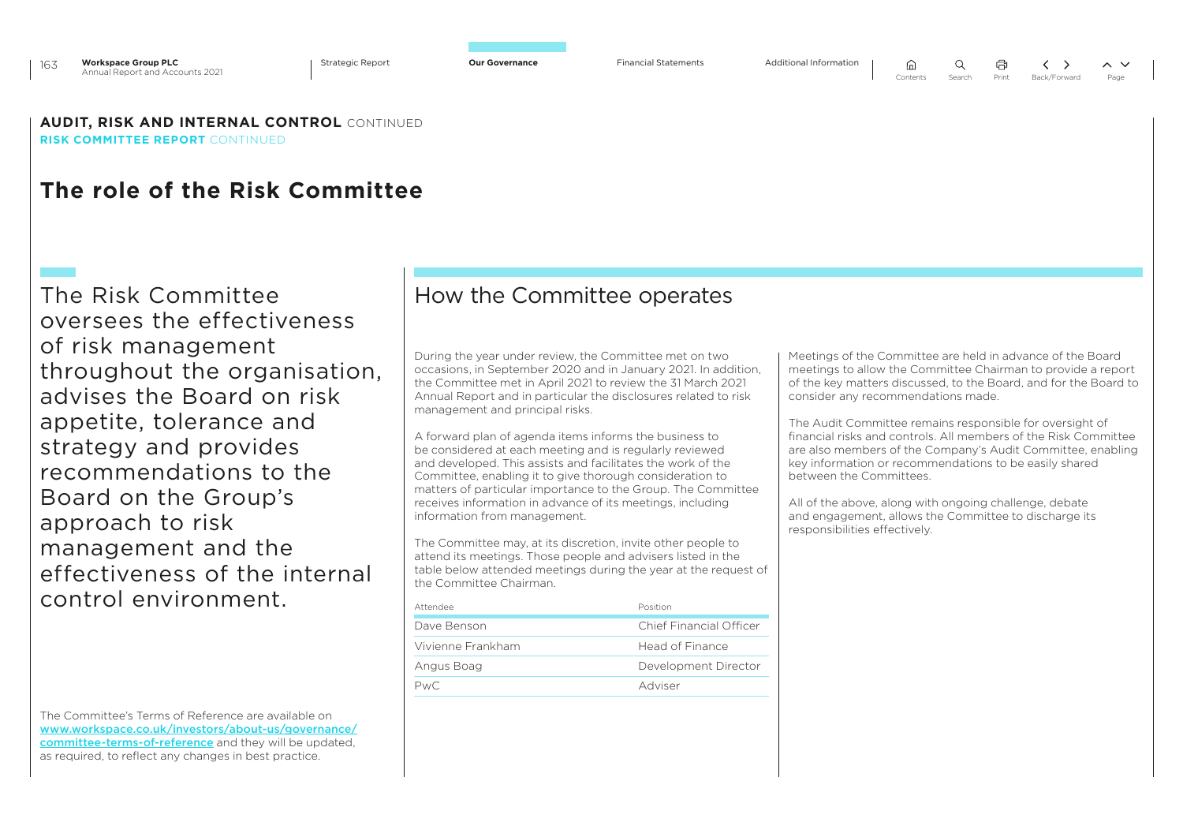**AUDIT, RISK AND INTERNAL CONTROL** CONTINUED
**RISK COMMITTEE REPORT** CONTINUED

# The role of the Risk Committee

The Risk Committee oversees the effectiveness of risk management throughout the organisation, advises the Board on risk appetite, tolerance and strategy and provides recommendations to the Board on the Group's approach to risk management and the effectiveness of the internal control environment.

The Committee's Terms of Reference are available on [www.workspace.co.uk/investors/about-us/governance/committee-terms-of-reference](www.workspace.co.uk/investors/about-us/governance/committee-terms-of-reference) and they will be updated, as required, to reflect any changes in best practice.

## How the Committee operates

During the year under review, the Committee met on two occasions, in September 2020 and in January 2021. In addition, the Committee met in April 2021 to review the 31 March 2021 Annual Report and in particular the disclosures related to risk management and principal risks.

A forward plan of agenda items informs the business to be considered at each meeting and is regularly reviewed and developed. This assists and facilitates the work of the Committee, enabling it to give thorough consideration to matters of particular importance to the Group. The Committee receives information in advance of its meetings, including information from management.

The Committee may, at its discretion, invite other people to attend its meetings. Those people and advisers listed in the table below attended meetings during the year at the request of the Committee Chairman.

| Attendee | Position |
| --- | --- |
| Dave Benson | Chief Financial Officer |
| Vivienne Frankham | Head of Finance |
| Angus Boag | Development Director |
| PwC | Adviser |

Meetings of the Committee are held in advance of the Board meetings to allow the Committee Chairman to provide a report of the key matters discussed, to the Board, and for the Board to consider any recommendations made.

The Audit Committee remains responsible for oversight of financial risks and controls. All members of the Risk Committee are also members of the Company's Audit Committee, enabling key information or recommendations to be easily shared between the Committees.

All of the above, along with ongoing challenge, debate and engagement, allows the Committee to discharge its responsibilities effectively.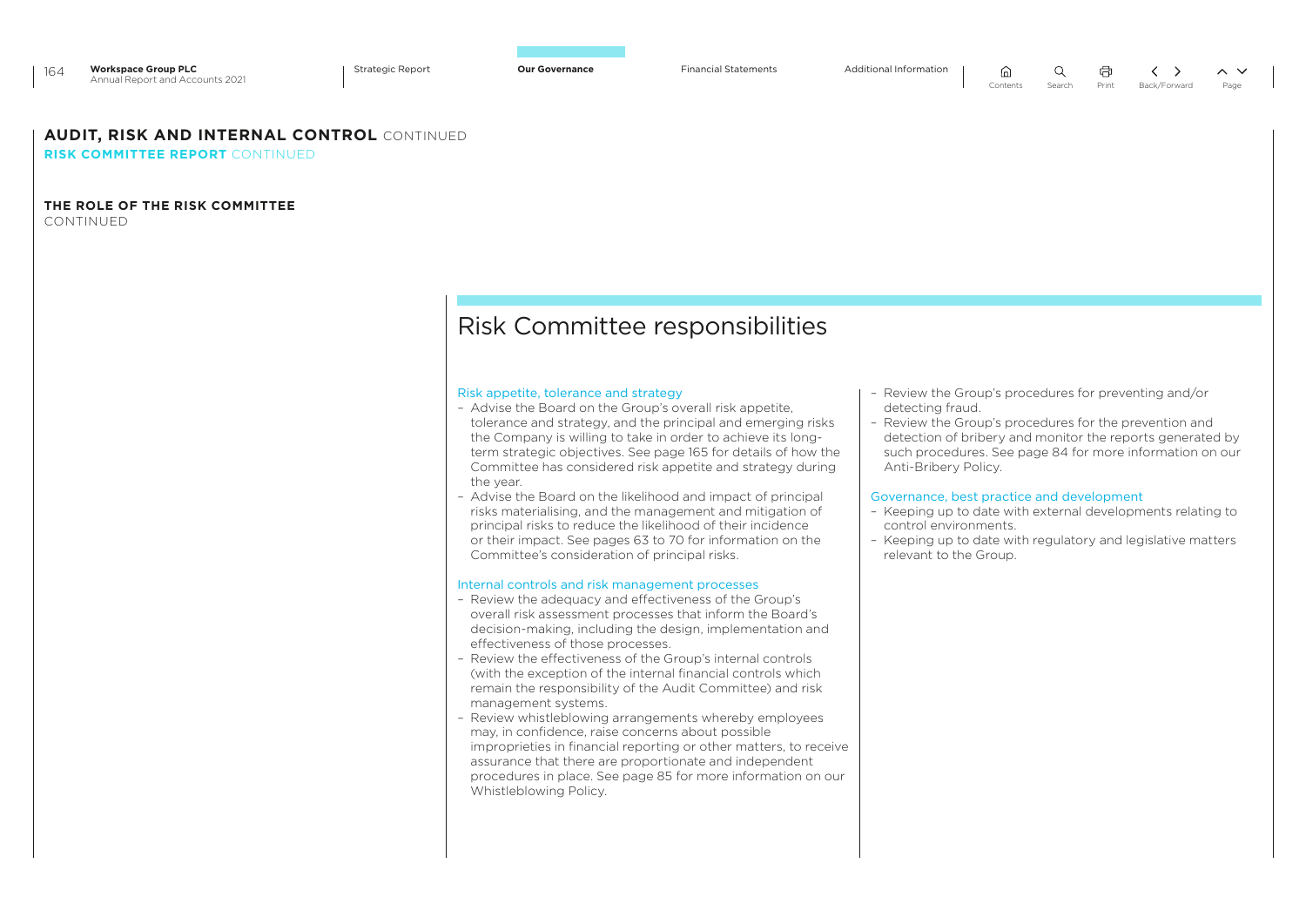## AUDIT, RISK AND INTERNAL CONTROL CONTINUED

### RISK COMMITTEE REPORT CONTINUED

#### THE ROLE OF THE RISK COMMITTEE
CONTINUED

# Risk Committee responsibilities

**Risk appetite, tolerance and strategy**

- Advise the Board on the Group's overall risk appetite, tolerance and strategy, and the principal and emerging risks the Company is willing to take in order to achieve its long-term strategic objectives. See page 165 for details of how the Committee has considered risk appetite and strategy during the year.
- Advise the Board on the likelihood and impact of principal risks materialising, and the management and mitigation of principal risks to reduce the likelihood of their incidence or their impact. See pages 63 to 70 for information on the Committee's consideration of principal risks.

**Internal controls and risk management processes**

- Review the adequacy and effectiveness of the Group's overall risk assessment processes that inform the Board's decision-making, including the design, implementation and effectiveness of those processes.
- Review the effectiveness of the Group's internal controls (with the exception of the internal financial controls which remain the responsibility of the Audit Committee) and risk management systems.
- Review whistleblowing arrangements whereby employees may, in confidence, raise concerns about possible improprieties in financial reporting or other matters, to receive assurance that there are proportionate and independent procedures in place. See page 85 for more information on our Whistleblowing Policy.
- Review the Group's procedures for preventing and/or detecting fraud.
- Review the Group's procedures for the prevention and detection of bribery and monitor the reports generated by such procedures. See page 84 for more information on our Anti-Bribery Policy.

**Governance, best practice and development**

- Keeping up to date with external developments relating to control environments.
- Keeping up to date with regulatory and legislative matters relevant to the Group.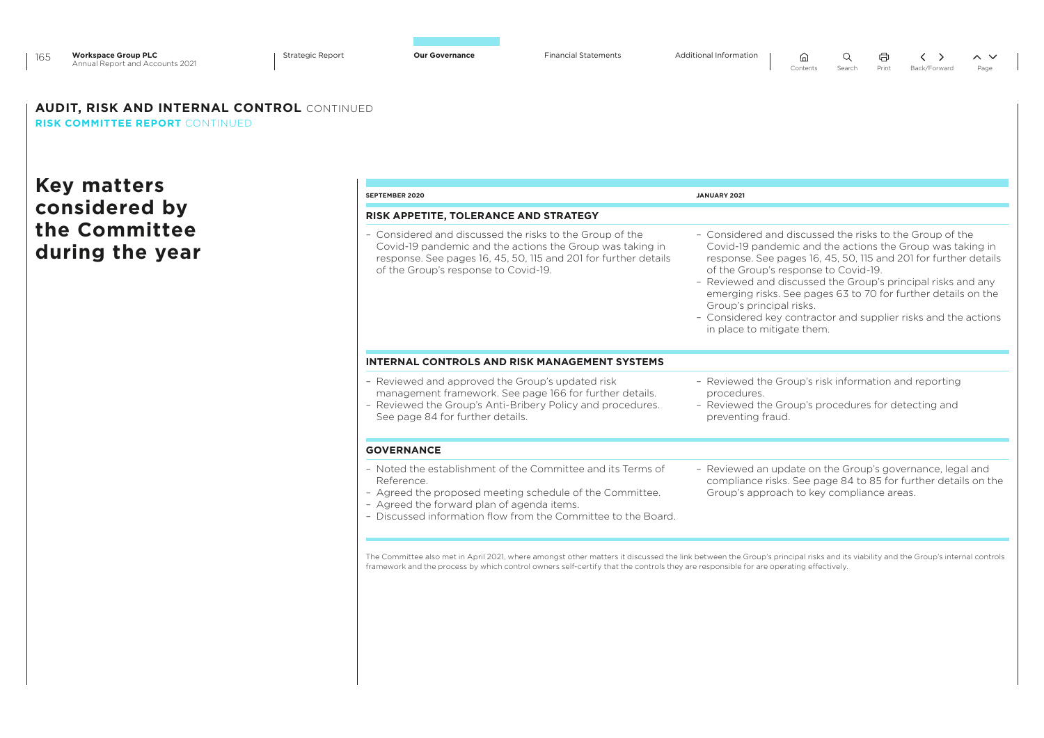## AUDIT, RISK AND INTERNAL CONTROL CONTINUED

### RISK COMMITTEE REPORT CONTINUED

# Key matters considered by the Committee during the year

| SEPTEMBER 2020 | JANUARY 2021 |
|---|---|
| **RISK APPETITE, TOLERANCE AND STRATEGY** | |
| – Considered and discussed the risks to the Group of the Covid-19 pandemic and the actions the Group was taking in response. See pages 16, 45, 50, 115 and 201 for further details of the Group's response to Covid-19. | – Considered and discussed the risks to the Group of the Covid-19 pandemic and the actions the Group was taking in response. See pages 16, 45, 50, 115 and 201 for further details of the Group's response to Covid-19.<br>– Reviewed and discussed the Group's principal risks and any emerging risks. See pages 63 to 70 for further details on the Group's principal risks.<br>– Considered key contractor and supplier risks and the actions in place to mitigate them. |
| **INTERNAL CONTROLS AND RISK MANAGEMENT SYSTEMS** | |
| – Reviewed and approved the Group's updated risk management framework. See page 166 for further details.<br>– Reviewed the Group's Anti-Bribery Policy and procedures. See page 84 for further details. | – Reviewed the Group's risk information and reporting procedures.<br>– Reviewed the Group's procedures for detecting and preventing fraud. |
| **GOVERNANCE** | |
| – Noted the establishment of the Committee and its Terms of Reference.<br>– Agreed the proposed meeting schedule of the Committee.<br>– Agreed the forward plan of agenda items.<br>– Discussed information flow from the Committee to the Board. | – Reviewed an update on the Group's governance, legal and compliance risks. See page 84 to 85 for further details on the Group's approach to key compliance areas. |

The Committee also met in April 2021, where amongst other matters it discussed the link between the Group's principal risks and its viability and the Group's internal controls framework and the process by which control owners self-certify that the controls they are responsible for are operating effectively.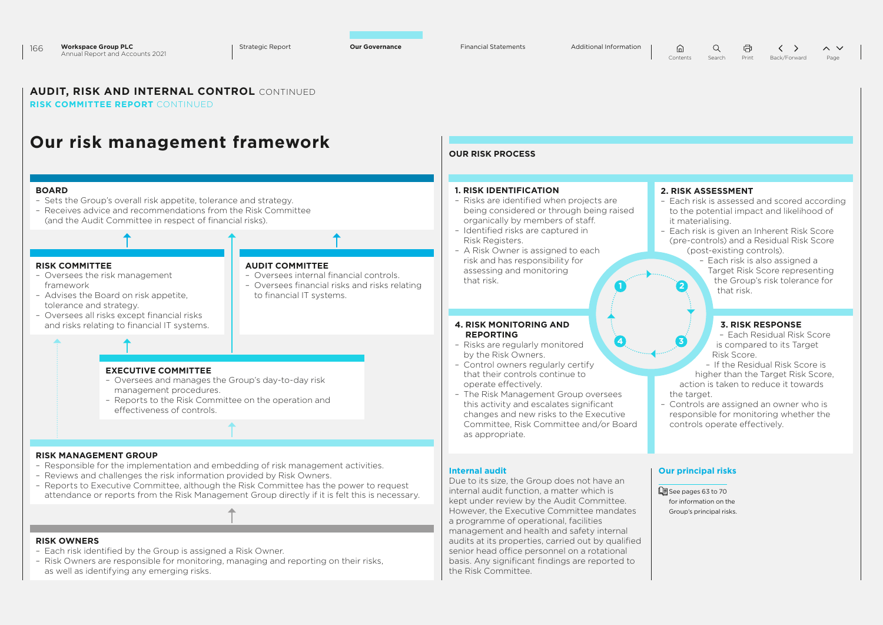## AUDIT, RISK AND INTERNAL CONTROL CONTINUED

### RISK COMMITTEE REPORT CONTINUED

# Our risk management framework

**BOARD**

- Sets the Group's overall risk appetite, tolerance and strategy.
- Receives advice and recommendations from the Risk Committee (and the Audit Committee in respect of financial risks).

**RISK COMMITTEE**

- Oversees the risk management framework
- Advises the Board on risk appetite, tolerance and strategy.
- Oversees all risks except financial risks and risks relating to financial IT systems.

**AUDIT COMMITTEE**

- Oversees internal financial controls.
- Oversees financial risks and risks relating to financial IT systems.

**EXECUTIVE COMMITTEE**

- Oversees and manages the Group's day-to-day risk management procedures.
- Reports to the Risk Committee on the operation and effectiveness of controls.

**RISK MANAGEMENT GROUP**

- Responsible for the implementation and embedding of risk management activities.
- Reviews and challenges the risk information provided by Risk Owners.
- Reports to Executive Committee, although the Risk Committee has the power to request attendance or reports from the Risk Management Group directly if it is felt this is necessary.

**RISK OWNERS**

- Each risk identified by the Group is assigned a Risk Owner.
- Risk Owners are responsible for monitoring, managing and reporting on their risks, as well as identifying any emerging risks.

## OUR RISK PROCESS

**1. RISK IDENTIFICATION**

- Risks are identified when projects are being considered or through being raised organically by members of staff.
- Identified risks are captured in Risk Registers.
- A Risk Owner is assigned to each risk and has responsibility for assessing and monitoring that risk.

**2. RISK ASSESSMENT**

- Each risk is assessed and scored according to the potential impact and likelihood of it materialising.
- Each risk is given an Inherent Risk Score (pre-controls) and a Residual Risk Score (post-existing controls).
- Each risk is also assigned a Target Risk Score representing the Group's risk tolerance for that risk.

**3. RISK RESPONSE**

- Each Residual Risk Score is compared to its Target Risk Score.
- If the Residual Risk Score is higher than the Target Risk Score, action is taken to reduce it towards the target.
- Controls are assigned an owner who is responsible for monitoring whether the controls operate effectively.

**4. RISK MONITORING AND REPORTING**

- Risks are regularly monitored by the Risk Owners.
- Control owners regularly certify that their controls continue to operate effectively.
- The Risk Management Group oversees this activity and escalates significant changes and new risks to the Executive Committee, Risk Committee and/or Board as appropriate.

### Internal audit

Due to its size, the Group does not have an internal audit function, a matter which is kept under review by the Audit Committee. However, the Executive Committee mandates a programme of operational, facilities management and health and safety internal audits at its properties, carried out by qualified senior head office personnel on a rotational basis. Any significant findings are reported to the Risk Committee.

### Our principal risks

See pages 63 to 70 for information on the Group's principal risks.